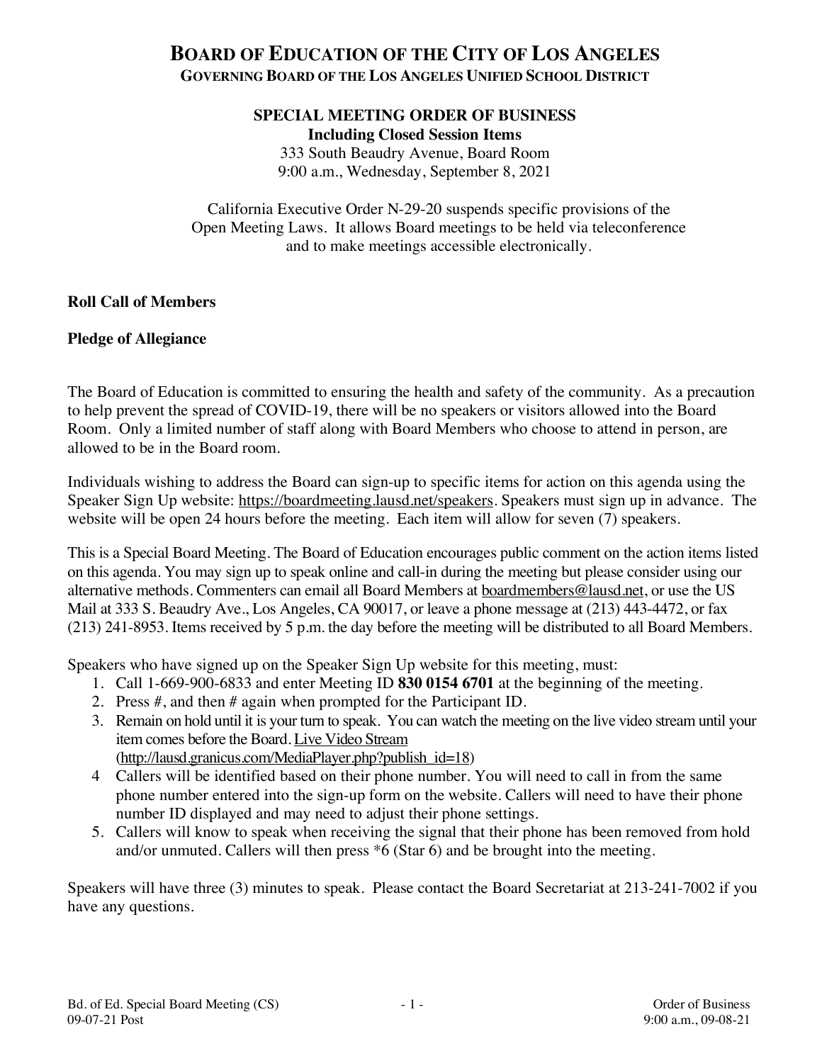# BOARD OF EDUCATION OF THE CITY OF LOS ANGELES

## GOVERNING BOARD OF THE LOS ANGELES UNIFIED SCHOOL DISTRICT

### SPECIAL MEETING ORDER OF BUSINESS

**Including Closed Session Items**

333 South Beaudry Avenue, Board Room
9:00 a.m., Wednesday, September 8, 2021

California Executive Order N-29-20 suspends specific provisions of the Open Meeting Laws. It allows Board meetings to be held via teleconference and to make meetings accessible electronically.

**Roll Call of Members**

**Pledge of Allegiance**

The Board of Education is committed to ensuring the health and safety of the community. As a precaution to help prevent the spread of COVID-19, there will be no speakers or visitors allowed into the Board Room. Only a limited number of staff along with Board Members who choose to attend in person, are allowed to be in the Board room.

Individuals wishing to address the Board can sign-up to specific items for action on this agenda using the Speaker Sign Up website: https://boardmeeting.lausd.net/speakers. Speakers must sign up in advance. The website will be open 24 hours before the meeting. Each item will allow for seven (7) speakers.

This is a Special Board Meeting. The Board of Education encourages public comment on the action items listed on this agenda. You may sign up to speak online and call-in during the meeting but please consider using our alternative methods. Commenters can email all Board Members at boardmembers@lausd.net, or use the US Mail at 333 S. Beaudry Ave., Los Angeles, CA 90017, or leave a phone message at (213) 443-4472, or fax (213) 241-8953. Items received by 5 p.m. the day before the meeting will be distributed to all Board Members.

Speakers who have signed up on the Speaker Sign Up website for this meeting, must:

1. Call 1-669-900-6833 and enter Meeting ID **830 0154 6701** at the beginning of the meeting.
2. Press #, and then # again when prompted for the Participant ID.
3. Remain on hold until it is your turn to speak. You can watch the meeting on the live video stream until your item comes before the Board. Live Video Stream (http://lausd.granicus.com/MediaPlayer.php?publish_id=18)
4. Callers will be identified based on their phone number. You will need to call in from the same phone number entered into the sign-up form on the website. Callers will need to have their phone number ID displayed and may need to adjust their phone settings.
5. Callers will know to speak when receiving the signal that their phone has been removed from hold and/or unmuted. Callers will then press *6 (Star 6) and be brought into the meeting.

Speakers will have three (3) minutes to speak. Please contact the Board Secretariat at 213-241-7002 if you have any questions.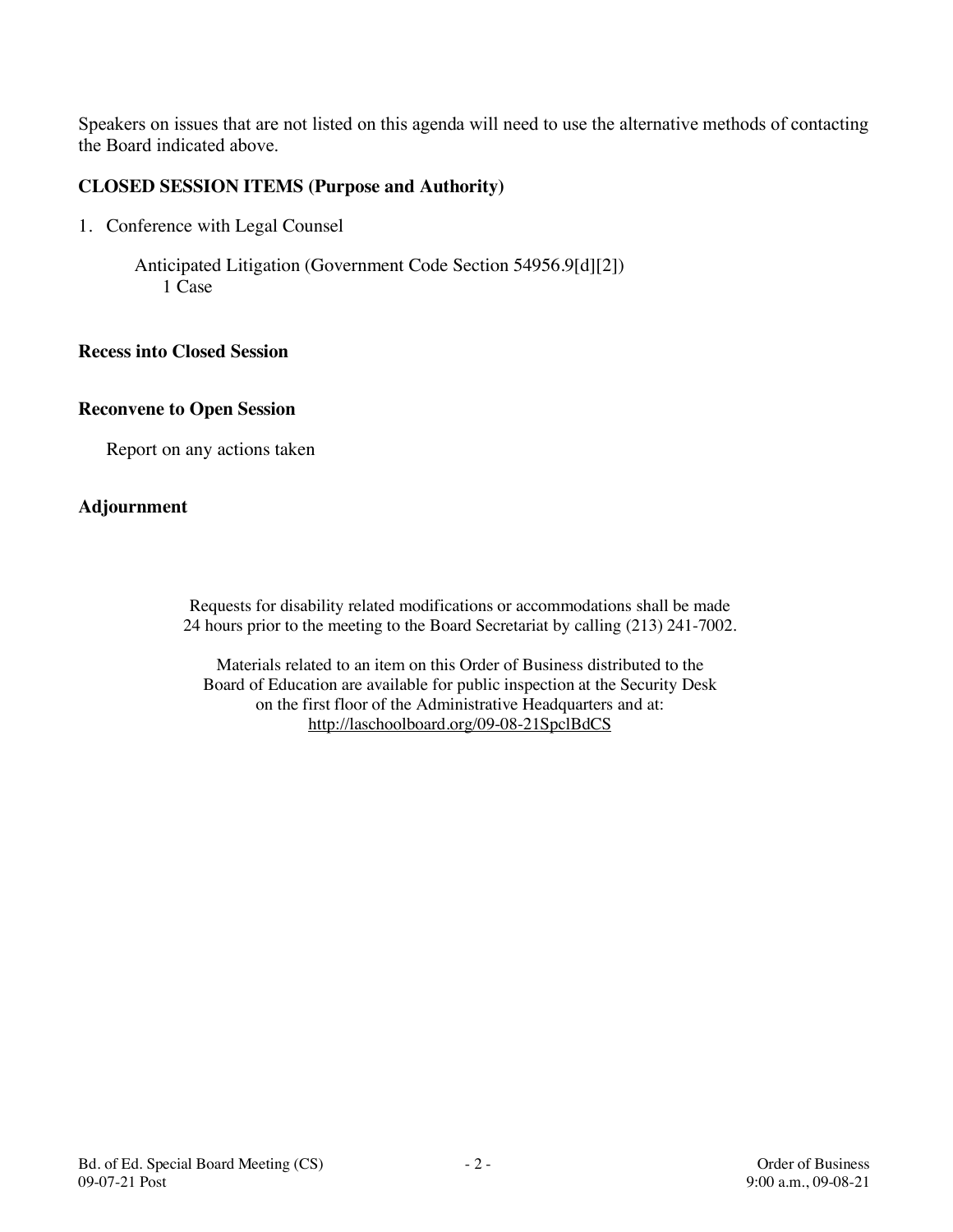Speakers on issues that are not listed on this agenda will need to use the alternative methods of contacting the Board indicated above.

**CLOSED SESSION ITEMS (Purpose and Authority)**

1. Conference with Legal Counsel

   Anticipated Litigation (Government Code Section 54956.9[d][2])
   1 Case

**Recess into Closed Session**

**Reconvene to Open Session**

Report on any actions taken

**Adjournment**

Requests for disability related modifications or accommodations shall be made 24 hours prior to the meeting to the Board Secretariat by calling (213) 241-7002.

Materials related to an item on this Order of Business distributed to the Board of Education are available for public inspection at the Security Desk on the first floor of the Administrative Headquarters and at: http://laschoolboard.org/09-08-21SpclBdCS